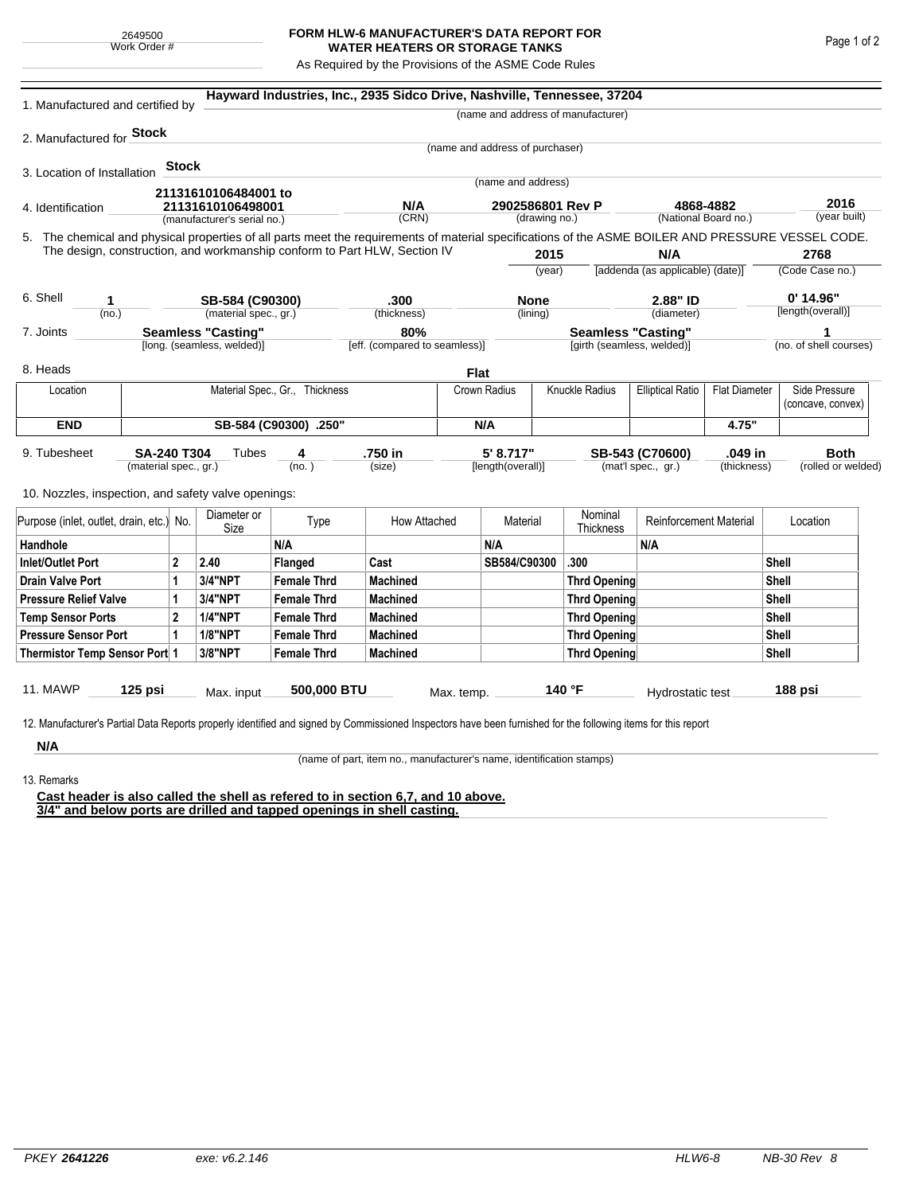2649500
Work Order #

# FORM HLW-6 MANUFACTURER'S DATA REPORT FOR WATER HEATERS OR STORAGE TANKS

As Required by the Provisions of the ASME Code Rules

1. Manufactured and certified by **Hayward Industries, Inc., 2935 Sidco Drive, Nashville, Tennessee, 37204**
(name and address of manufacturer)

2. Manufactured for **Stock**
(name and address of purchaser)

3. Location of Installation **Stock**
(name and address)

4. Identification **21131610106484001 to 21131610106498001** (manufacturer's serial no.) **N/A** (CRN) **2902586801 Rev P** (drawing no.) **4868-4882** (National Board no.) **2016** (year built)

5. The chemical and physical properties of all parts meet the requirements of material specifications of the ASME BOILER AND PRESSURE VESSEL CODE. The design, construction, and workmanship conform to Part HLW, Section IV **2015** (year) **N/A** [addenda (as applicable) (date)] **2768** (Code Case no.)

6. Shell **1** (no.) **SB-584 (C90300)** (material spec., gr.) **.300** (thickness) **None** (lining) **2.88" ID** (diameter) **0' 14.96"** [length(overall)]

7. Joints **Seamless "Casting"** [long. (seamless, welded)] **80%** [eff. (compared to seamless)] **Seamless "Casting"** [girth (seamless, welded)] **1** (no. of shell courses)

8. Heads **Flat**

| Location | Material Spec., Gr., Thickness | Crown Radius | Knuckle Radius | Elliptical Ratio | Flat Diameter | Side Pressure (concave, convex) |
|---|---|---|---|---|---|---|
| **END** | **SB-584 (C90300) .250"** | **N/A** | | | **4.75"** | |

9. Tubesheet **SA-240 T304** (material spec., gr.) Tubes **4** (no.) **.750 in** (size) **5' 8.717"** [length(overall)] **SB-543 (C70600)** (mat'l spec., gr.) **.049 in** (thickness) **Both** (rolled or welded)

10. Nozzles, inspection, and safety valve openings:

| Purpose (inlet, outlet, drain, etc.) | No. | Diameter or Size | Type | How Attached | Material | Nominal Thickness | Reinforcement Material | Location |
|---|---|---|---|---|---|---|---|---|
| **Handhole** | | | **N/A** | | **N/A** | | **N/A** | |
| **Inlet/Outlet Port** | **2** | **2.40** | **Flanged** | **Cast** | **SB584/C90300** | **.300** | | **Shell** |
| **Drain Valve Port** | **1** | **3/4"NPT** | **Female Thrd** | **Machined** | | **Thrd Opening** | | **Shell** |
| **Pressure Relief Valve** | **1** | **3/4"NPT** | **Female Thrd** | **Machined** | | **Thrd Opening** | | **Shell** |
| **Temp Sensor Ports** | **2** | **1/4"NPT** | **Female Thrd** | **Machined** | | **Thrd Opening** | | **Shell** |
| **Pressure Sensor Port** | **1** | **1/8"NPT** | **Female Thrd** | **Machined** | | **Thrd Opening** | | **Shell** |
| **Thermistor Temp Sensor Port** | **1** | **3/8"NPT** | **Female Thrd** | **Machined** | | **Thrd Opening** | | **Shell** |

11. MAWP **125 psi** Max. input **500,000 BTU** Max. temp. **140 °F** Hydrostatic test **188 psi**

12. Manufacturer's Partial Data Reports properly identified and signed by Commissioned Inspectors have been furnished for the following items for this report

**N/A**
(name of part, item no., manufacturer's name, identification stamps)

13. Remarks

**Cast header is also called the shell as refered to in section 6,7, and 10 above.**
**3/4" and below ports are drilled and tapped openings in shell casting.**

PKEY **2641226** exe: v6.2.146 HLW6-8 NB-30 Rev 8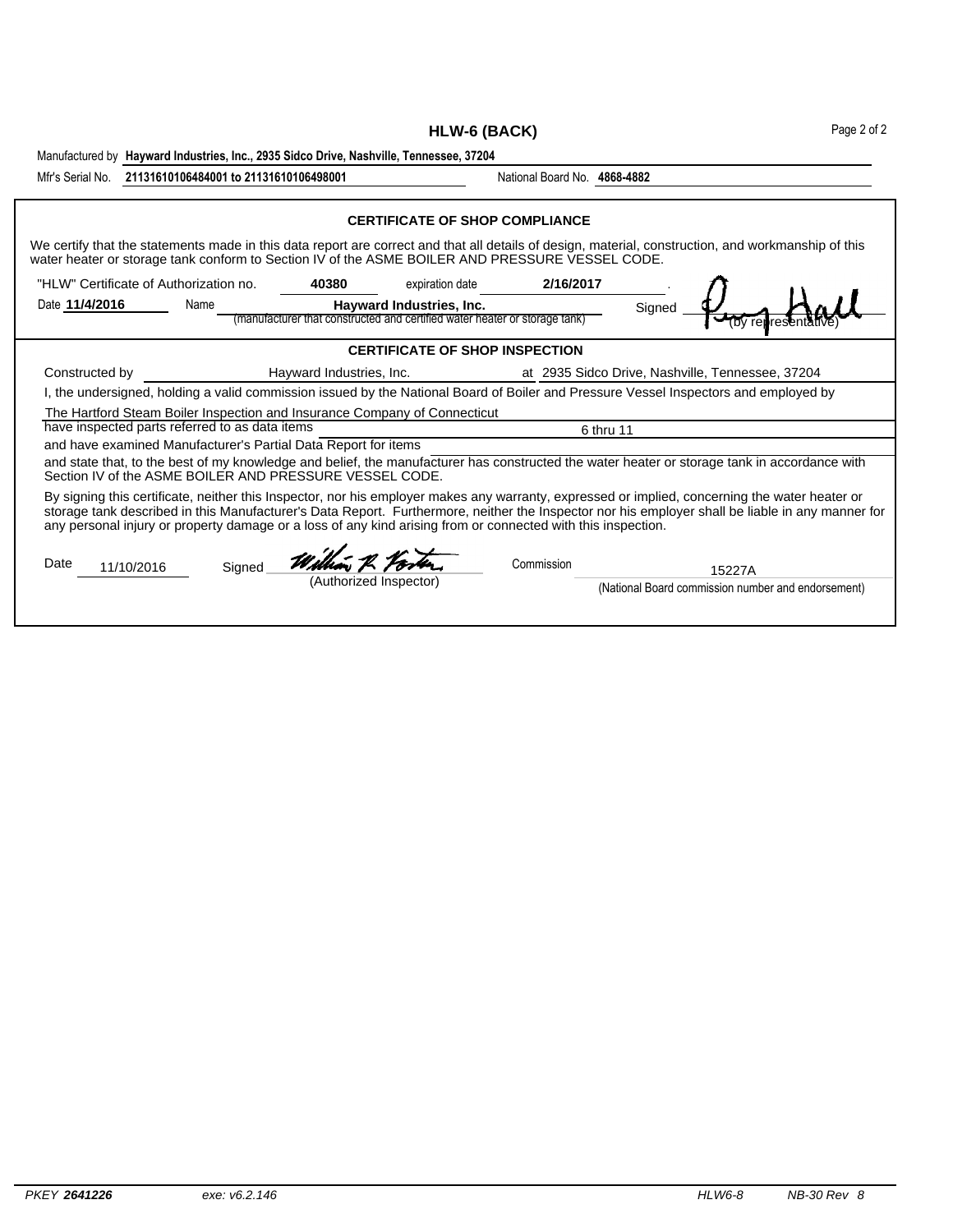# HLW-6 (BACK)

Manufactured by **Hayward Industries, Inc., 2935 Sidco Drive, Nashville, Tennessee, 37204**

Mfr's Serial No. **21131610106484001 to 21131610106498001** National Board No. **4868-4882**

## CERTIFICATE OF SHOP COMPLIANCE

We certify that the statements made in this data report are correct and that all details of design, material, construction, and workmanship of this water heater or storage tank conform to Section IV of the ASME BOILER AND PRESSURE VESSEL CODE.

"HLW" Certificate of Authorization no. **40380** expiration date **2/16/2017**.

Date **11/4/2016** Name **Hayward Industries, Inc.** (manufacturer that constructed and certified water heater or storage tank) Signed (signature) (by representative)

## CERTIFICATE OF SHOP INSPECTION

Constructed by Hayward Industries, Inc. at 2935 Sidco Drive, Nashville, Tennessee, 37204

I, the undersigned, holding a valid commission issued by the National Board of Boiler and Pressure Vessel Inspectors and employed by

The Hartford Steam Boiler Inspection and Insurance Company of Connecticut

have inspected parts referred to as data items 6 thru 11

and have examined Manufacturer's Partial Data Report for items

and state that, to the best of my knowledge and belief, the manufacturer has constructed the water heater or storage tank in accordance with Section IV of the ASME BOILER AND PRESSURE VESSEL CODE.

By signing this certificate, neither this Inspector, nor his employer makes any warranty, expressed or implied, concerning the water heater or storage tank described in this Manufacturer's Data Report. Furthermore, neither the Inspector nor his employer shall be liable in any manner for any personal injury or property damage or a loss of any kind arising from or connected with this inspection.

Date 11/10/2016 Signed (signature) (Authorized Inspector) Commission 15227A (National Board commission number and endorsement)

*PKEY* ***2641226*** *exe: v6.2.146* *HLW6-8* *NB-30 Rev 8*